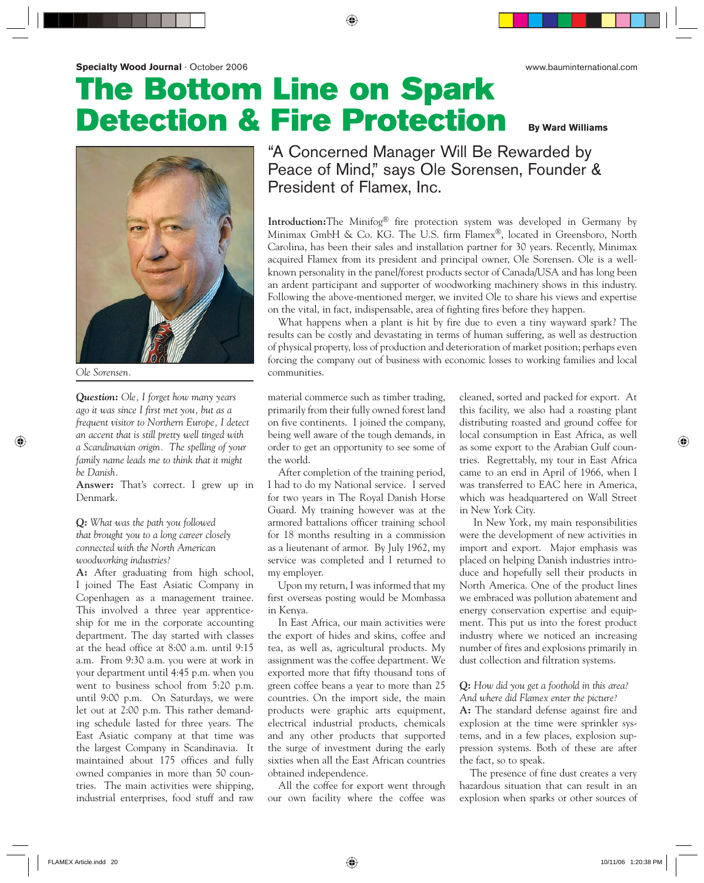**Specialty Wood Journal** · October 2006

www.bauminternational.com

# The Bottom Line on Spark Detection & Fire Protection

**By Ward Williams**

Ole Sorensen.

## "A Concerned Manager Will Be Rewarded by Peace of Mind," says Ole Sorensen, Founder & President of Flamex, Inc.

**Introduction:** The Minifog® fire protection system was developed in Germany by Minimax GmbH & Co. KG. The U.S. firm Flamex®, located in Greensboro, North Carolina, has been their sales and installation partner for 30 years. Recently, Minimax acquired Flamex from its president and principal owner, Ole Sorensen. Ole is a well-known personality in the panel/forest products sector of Canada/USA and has long been an ardent participant and supporter of woodworking machinery shows in this industry. Following the above-mentioned merger, we invited Ole to share his views and expertise on the vital, in fact, indispensable, area of fighting fires before they happen.

What happens when a plant is hit by fire due to even a tiny wayward spark? The results can be costly and devastating in terms of human suffering, as well as destruction of physical property, loss of production and deterioration of market position; perhaps even forcing the company out of business with economic losses to working families and local communities.

***Question:*** *Ole, I forget how many years ago it was since I first met you, but as a frequent visitor to Northern Europe, I detect an accent that is still pretty well tinged with a Scandinavian origin. The spelling of your family name leads me to think that it might be Danish.*

**Answer:** That's correct. I grew up in Denmark.

***Q:*** *What was the path you followed that brought you to a long career closely connected with the North American woodworking industries?*

**A:** After graduating from high school, I joined The East Asiatic Company in Copenhagen as a management trainee. This involved a three year apprenticeship for me in the corporate accounting department. The day started with classes at the head office at 8:00 a.m. until 9:15 a.m. From 9:30 a.m. you were at work in your department until 4:45 p.m. when you went to business school from 5:20 p.m. until 9:00 p.m. On Saturdays, we were let out at 2:00 p.m. This rather demanding schedule lasted for three years. The East Asiatic company at that time was the largest Company in Scandinavia. It maintained about 175 offices and fully owned companies in more than 50 countries. The main activities were shipping, industrial enterprises, food stuff and raw material commerce such as timber trading, primarily from their fully owned forest land on five continents. I joined the company, being well aware of the tough demands, in order to get an opportunity to see some of the world.

After completion of the training period, I had to do my National service. I served for two years in The Royal Danish Horse Guard. My training however was at the armored battalions officer training school for 18 months resulting in a commission as a lieutenant of armor. By July 1962, my service was completed and I returned to my employer.

Upon my return, I was informed that my first overseas posting would be Mombassa in Kenya.

In East Africa, our main activities were the export of hides and skins, coffee and tea, as well as, agricultural products. My assignment was the coffee department. We exported more that fifty thousand tons of green coffee beans a year to more than 25 countries. On the import side, the main products were graphic arts equipment, electrical industrial products, chemicals and any other products that supported the surge of investment during the early sixties when all the East African countries obtained independence.

All the coffee for export went through our own facility where the coffee was cleaned, sorted and packed for export. At this facility, we also had a roasting plant distributing roasted and ground coffee for local consumption in East Africa, as well as some export to the Arabian Gulf countries. Regrettably, my tour in East Africa came to an end in April of 1966, when I was transferred to EAC here in America, which was headquartered on Wall Street in New York City.

In New York, my main responsibilities were the development of new activities in import and export. Major emphasis was placed on helping Danish industries introduce and hopefully sell their products in North America. One of the product lines we embraced was pollution abatement and energy conservation expertise and equipment. This put us into the forest product industry where we noticed an increasing number of fires and explosions primarily in dust collection and filtration systems.

***Q:*** *How did you get a foothold in this area? And where did Flamex enter the picture?*

**A:** The standard defense against fire and explosion at the time were sprinkler systems, and in a few places, explosion suppression systems. Both of these are after the fact, so to speak.

The presence of fine dust creates a very hazardous situation that can result in an explosion when sparks or other sources of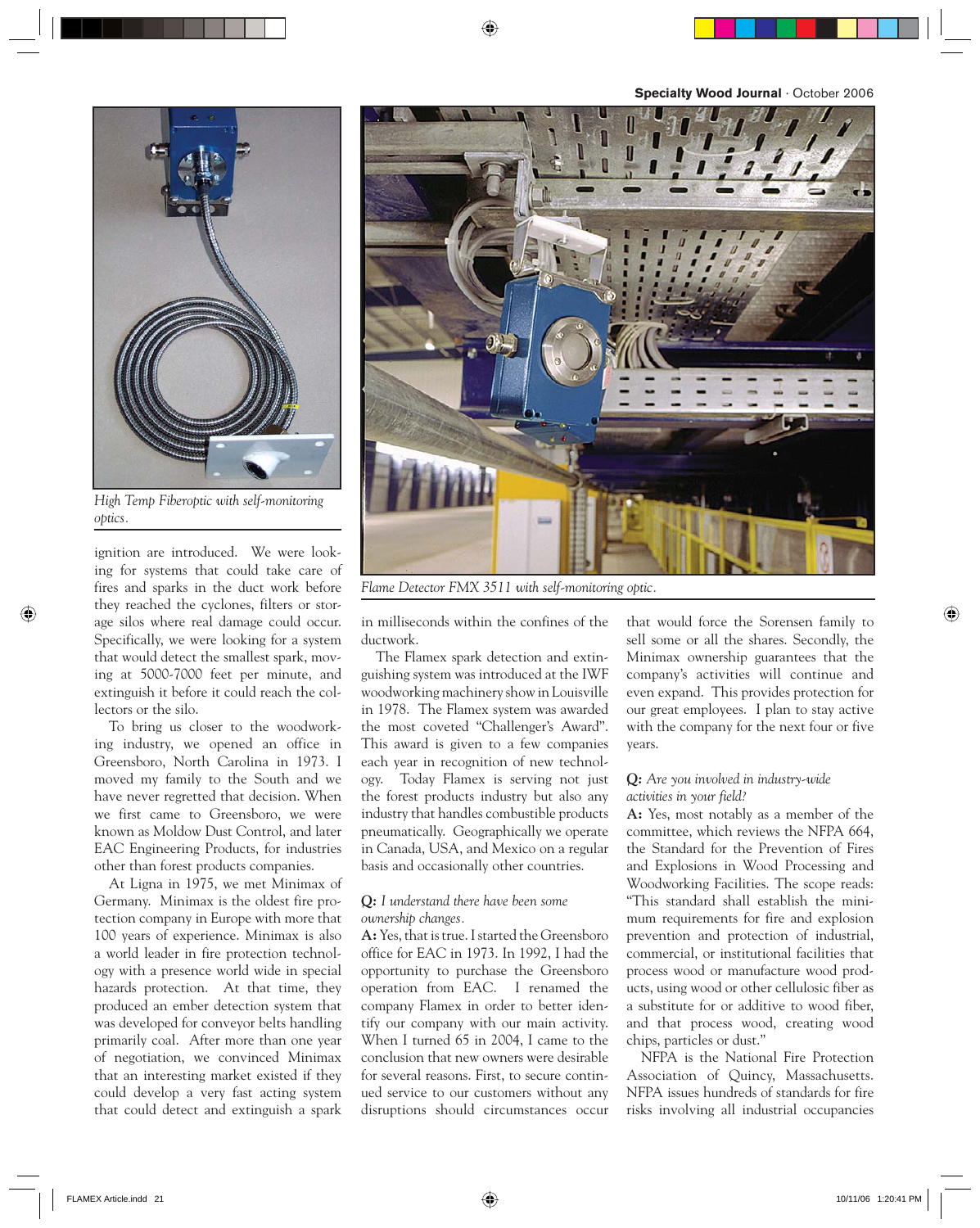High Temp Fiberoptic with self-monitoring optics.

Flame Detector FMX 3511 with self-monitoring optic.

ignition are introduced. We were looking for systems that could take care of fires and sparks in the duct work before they reached the cyclones, filters or storage silos where real damage could occur. Specifically, we were looking for a system that would detect the smallest spark, moving at 5000-7000 feet per minute, and extinguish it before it could reach the collectors or the silo.

To bring us closer to the woodworking industry, we opened an office in Greensboro, North Carolina in 1973. I moved my family to the South and we have never regretted that decision. When we first came to Greensboro, we were known as Moldow Dust Control, and later EAC Engineering Products, for industries other than forest products companies.

At Ligna in 1975, we met Minimax of Germany. Minimax is the oldest fire protection company in Europe with more that 100 years of experience. Minimax is also a world leader in fire protection technology with a presence world wide in special hazards protection. At that time, they produced an ember detection system that was developed for conveyor belts handling primarily coal. After more than one year of negotiation, we convinced Minimax that an interesting market existed if they could develop a very fast acting system that could detect and extinguish a spark in milliseconds within the confines of the ductwork.

The Flamex spark detection and extinguishing system was introduced at the IWF woodworking machinery show in Louisville in 1978. The Flamex system was awarded the most coveted "Challenger's Award". This award is given to a few companies each year in recognition of new technology. Today Flamex is serving not just the forest products industry but also any industry that handles combustible products pneumatically. Geographically we operate in Canada, USA, and Mexico on a regular basis and occasionally other countries.

**Q:** *I understand there have been some ownership changes.*

**A:** Yes, that is true. I started the Greensboro office for EAC in 1973. In 1992, I had the opportunity to purchase the Greensboro operation from EAC. I renamed the company Flamex in order to better identify our company with our main activity. When I turned 65 in 2004, I came to the conclusion that new owners were desirable for several reasons. First, to secure continued service to our customers without any disruptions should circumstances occur that would force the Sorensen family to sell some or all the shares. Secondly, the Minimax ownership guarantees that the company's activities will continue and even expand. This provides protection for our great employees. I plan to stay active with the company for the next four or five years.

**Q:** *Are you involved in industry-wide activities in your field?*

**A:** Yes, most notably as a member of the committee, which reviews the NFPA 664, the Standard for the Prevention of Fires and Explosions in Wood Processing and Woodworking Facilities. The scope reads: "This standard shall establish the minimum requirements for fire and explosion prevention and protection of industrial, commercial, or institutional facilities that process wood or manufacture wood products, using wood or other cellulosic fiber as a substitute for or additive to wood fiber, and that process wood, creating wood chips, particles or dust."

NFPA is the National Fire Protection Association of Quincy, Massachusetts. NFPA issues hundreds of standards for fire risks involving all industrial occupancies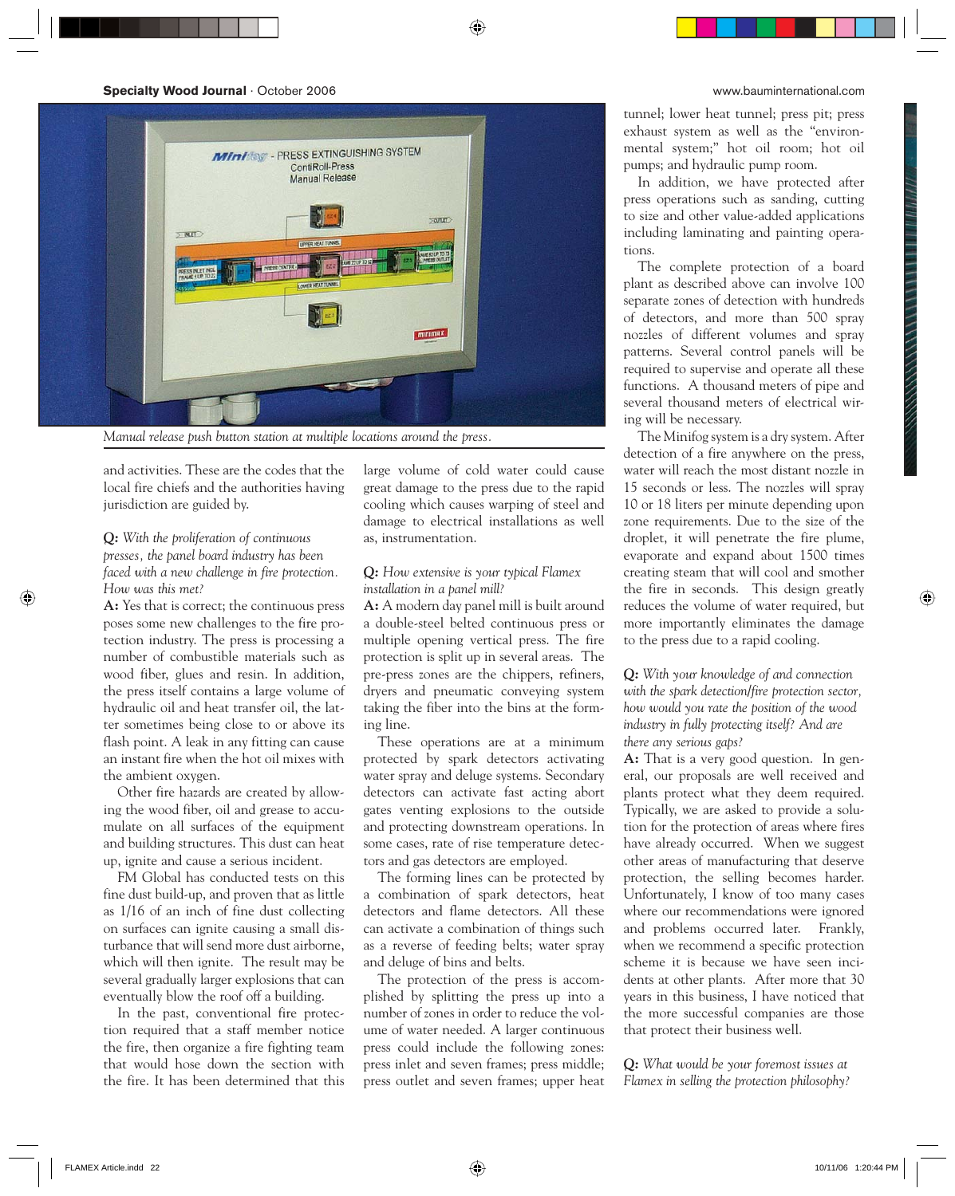Manual release push button station at multiple locations around the press.

and activities. These are the codes that the local fire chiefs and the authorities having jurisdiction are guided by.

***Q:** With the proliferation of continuous presses, the panel board industry has been faced with a new challenge in fire protection. How was this met?*

**A:** Yes that is correct; the continuous press poses some new challenges to the fire protection industry. The press is processing a number of combustible materials such as wood fiber, glues and resin. In addition, the press itself contains a large volume of hydraulic oil and heat transfer oil, the latter sometimes being close to or above its flash point. A leak in any fitting can cause an instant fire when the hot oil mixes with the ambient oxygen.

Other fire hazards are created by allowing the wood fiber, oil and grease to accumulate on all surfaces of the equipment and building structures. This dust can heat up, ignite and cause a serious incident.

FM Global has conducted tests on this fine dust build-up, and proven that as little as 1/16 of an inch of fine dust collecting on surfaces can ignite causing a small disturbance that will send more dust airborne, which will then ignite. The result may be several gradually larger explosions that can eventually blow the roof off a building.

In the past, conventional fire protection required that a staff member notice the fire, then organize a fire fighting team that would hose down the section with the fire. It has been determined that this large volume of cold water could cause great damage to the press due to the rapid cooling which causes warping of steel and damage to electrical installations as well as, instrumentation.

***Q:** How extensive is your typical Flamex installation in a panel mill?*

**A:** A modern day panel mill is built around a double-steel belted continuous press or multiple opening vertical press. The fire protection is split up in several areas. The pre-press zones are the chippers, refiners, dryers and pneumatic conveying system taking the fiber into the bins at the forming line.

These operations are at a minimum protected by spark detectors activating water spray and deluge systems. Secondary detectors can activate fast acting abort gates venting explosions to the outside and protecting downstream operations. In some cases, rate of rise temperature detectors and gas detectors are employed.

The forming lines can be protected by a combination of spark detectors, heat detectors and flame detectors. All these can activate a combination of things such as a reverse of feeding belts; water spray and deluge of bins and belts.

The protection of the press is accomplished by splitting the press up into a number of zones in order to reduce the volume of water needed. A larger continuous press could include the following zones: press inlet and seven frames; press middle; press outlet and seven frames; upper heat tunnel; lower heat tunnel; press pit; press exhaust system as well as the "environmental system;" hot oil room; hot oil pumps; and hydraulic pump room.

In addition, we have protected after press operations such as sanding, cutting to size and other value-added applications including laminating and painting operations.

The complete protection of a board plant as described above can involve 100 separate zones of detection with hundreds of detectors, and more than 500 spray nozzles of different volumes and spray patterns. Several control panels will be required to supervise and operate all these functions. A thousand meters of pipe and several thousand meters of electrical wiring will be necessary.

The Minifog system is a dry system. After detection of a fire anywhere on the press, water will reach the most distant nozzle in 15 seconds or less. The nozzles will spray 10 or 18 liters per minute depending upon zone requirements. Due to the size of the droplet, it will penetrate the fire plume, evaporate and expand about 1500 times creating steam that will cool and smother the fire in seconds. This design greatly reduces the volume of water required, but more importantly eliminates the damage to the press due to a rapid cooling.

***Q:** With your knowledge of and connection with the spark detection/fire protection sector, how would you rate the position of the wood industry in fully protecting itself? And are there any serious gaps?*

**A:** That is a very good question. In general, our proposals are well received and plants protect what they deem required. Typically, we are asked to provide a solution for the protection of areas where fires have already occurred. When we suggest other areas of manufacturing that deserve protection, the selling becomes harder. Unfortunately, I know of too many cases where our recommendations were ignored and problems occurred later. Frankly, when we recommend a specific protection scheme it is because we have seen incidents at other plants. After more that 30 years in this business, I have noticed that the more successful companies are those that protect their business well.

***Q:** What would be your foremost issues at Flamex in selling the protection philosophy?*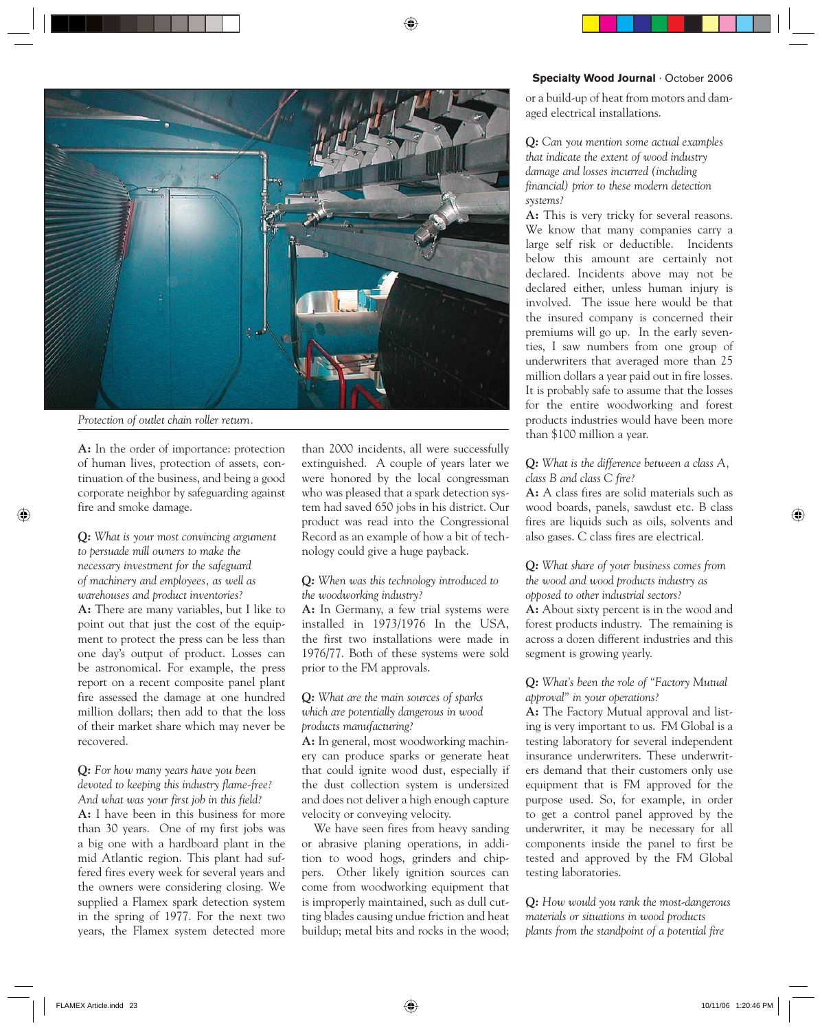Protection of outlet chain roller return.

**A:** In the order of importance: protection of human lives, protection of assets, continuation of the business, and being a good corporate neighbor by safeguarding against fire and smoke damage.

**Q:** *What is your most convincing argument to persuade mill owners to make the necessary investment for the safeguard of machinery and employees, as well as warehouses and product inventories?*

**A:** There are many variables, but I like to point out that just the cost of the equipment to protect the press can be less than one day's output of product. Losses can be astronomical. For example, the press report on a recent composite panel plant fire assessed the damage at one hundred million dollars; then add to that the loss of their market share which may never be recovered.

**Q:** *For how many years have you been devoted to keeping this industry flame-free? And what was your first job in this field?*

**A:** I have been in this business for more than 30 years. One of my first jobs was a big one with a hardboard plant in the mid Atlantic region. This plant had suffered fires every week for several years and the owners were considering closing. We supplied a Flamex spark detection system in the spring of 1977. For the next two years, the Flamex system detected more than 2000 incidents, all were successfully extinguished. A couple of years later we were honored by the local congressman who was pleased that a spark detection system had saved 650 jobs in his district. Our product was read into the Congressional Record as an example of how a bit of technology could give a huge payback.

**Q:** *When was this technology introduced to the woodworking industry?*

**A:** In Germany, a few trial systems were installed in 1973/1976 In the USA, the first two installations were made in 1976/77. Both of these systems were sold prior to the FM approvals.

**Q:** *What are the main sources of sparks which are potentially dangerous in wood products manufacturing?*

**A:** In general, most woodworking machinery can produce sparks or generate heat that could ignite wood dust, especially if the dust collection system is undersized and does not deliver a high enough capture velocity or conveying velocity.

We have seen fires from heavy sanding or abrasive planing operations, in addition to wood hogs, grinders and chippers. Other likely ignition sources can come from woodworking equipment that is improperly maintained, such as dull cutting blades causing undue friction and heat buildup; metal bits and rocks in the wood; or a build-up of heat from motors and damaged electrical installations.

**Q:** *Can you mention some actual examples that indicate the extent of wood industry damage and losses incurred (including financial) prior to these modern detection systems?*

**A:** This is very tricky for several reasons. We know that many companies carry a large self risk or deductible. Incidents below this amount are certainly not declared. Incidents above may not be declared either, unless human injury is involved. The issue here would be that the insured company is concerned their premiums will go up. In the early seventies, I saw numbers from one group of underwriters that averaged more than 25 million dollars a year paid out in fire losses. It is probably safe to assume that the losses for the entire woodworking and forest products industries would have been more than $100 million a year.

**Q:** *What is the difference between a class A, class B and class C fire?*

**A:** A class fires are solid materials such as wood boards, panels, sawdust etc. B class fires are liquids such as oils, solvents and also gases. C class fires are electrical.

**Q:** *What share of your business comes from the wood and wood products industry as opposed to other industrial sectors?*

**A:** About sixty percent is in the wood and forest products industry. The remaining is across a dozen different industries and this segment is growing yearly.

**Q:** *What's been the role of "Factory Mutual approval" in your operations?*

**A:** The Factory Mutual approval and listing is very important to us. FM Global is a testing laboratory for several independent insurance underwriters. These underwriters demand that their customers only use equipment that is FM approved for the purpose used. So, for example, in order to get a control panel approved by the underwriter, it may be necessary for all components inside the panel to first be tested and approved by the FM Global testing laboratories.

**Q:** *How would you rank the most-dangerous materials or situations in wood products plants from the standpoint of a potential fire*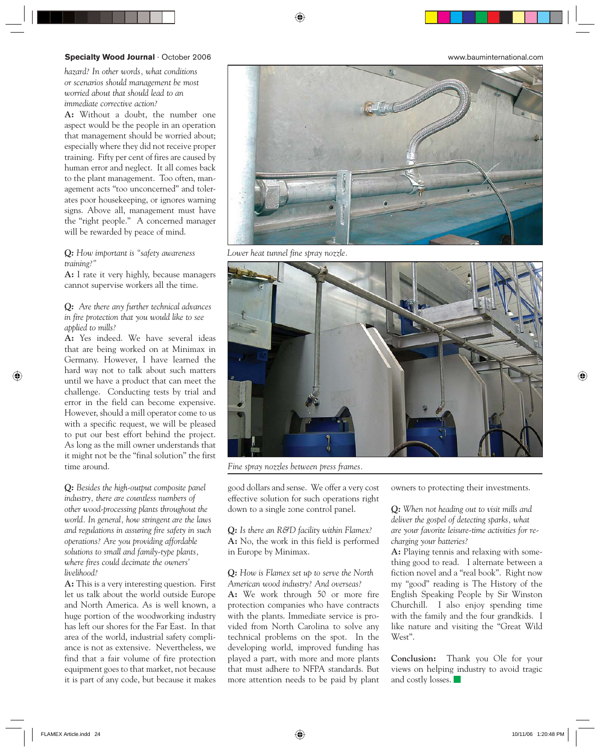*hazard? In other words, what conditions or scenarios should management be most worried about that should lead to an immediate corrective action?*

**A:** Without a doubt, the number one aspect would be the people in an operation that management should be worried about; especially where they did not receive proper training. Fifty per cent of fires are caused by human error and neglect. It all comes back to the plant management. Too often, management acts "too unconcerned" and tolerates poor housekeeping, or ignores warning signs. Above all, management must have the "right people." A concerned manager will be rewarded by peace of mind.

**Q:** *How important is "safety awareness training?"*

**A:** I rate it very highly, because managers cannot supervise workers all the time.

**Q:** *Are there any further technical advances in fire protection that you would like to see applied to mills?*

**A:** Yes indeed. We have several ideas that are being worked on at Minimax in Germany. However, I have learned the hard way not to talk about such matters until we have a product that can meet the challenge. Conducting tests by trial and error in the field can become expensive. However, should a mill operator come to us with a specific request, we will be pleased to put our best effort behind the project. As long as the mill owner understands that it might not be the "final solution" the first time around.

**Q:** *Besides the high-output composite panel industry, there are countless numbers of other wood-processing plants throughout the world. In general, how stringent are the laws and regulations in assuring fire safety in such operations? Are you providing affordable solutions to small and family-type plants, where fires could decimate the owners' livelihood?*

**A:** This is a very interesting question. First let us talk about the world outside Europe and North America. As is well known, a huge portion of the woodworking industry has left our shores for the Far East. In that area of the world, industrial safety compliance is not as extensive. Nevertheless, we find that a fair volume of fire protection equipment goes to that market, not because it is part of any code, but because it makes good dollars and sense. We offer a very cost effective solution for such operations right down to a single zone control panel.

*Lower heat tunnel fine spray nozzle.*

*Fine spray nozzles between press frames.*

**Q:** *Is there an R&D facility within Flamex?*

**A:** No, the work in this field is performed in Europe by Minimax.

**Q:** *How is Flamex set up to serve the North American wood industry? And overseas?*

**A:** We work through 50 or more fire protection companies who have contracts with the plants. Immediate service is provided from North Carolina to solve any technical problems on the spot. In the developing world, improved funding has played a part, with more and more plants that must adhere to NFPA standards. But more attention needs to be paid by plant owners to protecting their investments.

**Q:** *When not heading out to visit mills and deliver the gospel of detecting sparks, what are your favorite leisure-time activities for re-charging your batteries?*

**A:** Playing tennis and relaxing with something good to read. I alternate between a fiction novel and a "real book". Right now my "good" reading is The History of the English Speaking People by Sir Winston Churchill. I also enjoy spending time with the family and the four grandkids. I like nature and visiting the "Great Wild West".

**Conclusion:** Thank you Ole for your views on helping industry to avoid tragic and costly losses.